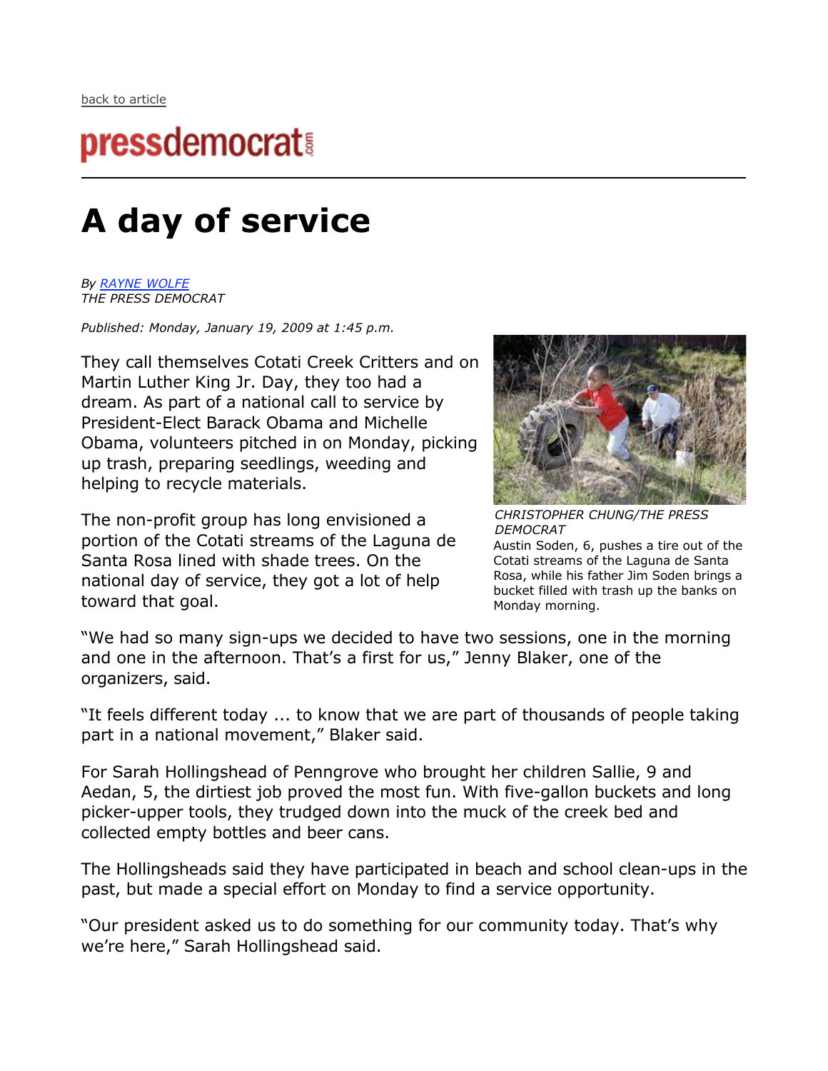back to article

pressdemocrat.com

# A day of service

*By RAYNE WOLFE*
*THE PRESS DEMOCRAT*

*Published: Monday, January 19, 2009 at 1:45 p.m.*

They call themselves Cotati Creek Critters and on Martin Luther King Jr. Day, they too had a dream. As part of a national call to service by President-Elect Barack Obama and Michelle Obama, volunteers pitched in on Monday, picking up trash, preparing seedlings, weeding and helping to recycle materials.

The non-profit group has long envisioned a portion of the Cotati streams of the Laguna de Santa Rosa lined with shade trees. On the national day of service, they got a lot of help toward that goal.

*CHRISTOPHER CHUNG/THE PRESS DEMOCRAT*
Austin Soden, 6, pushes a tire out of the Cotati streams of the Laguna de Santa Rosa, while his father Jim Soden brings a bucket filled with trash up the banks on Monday morning.

"We had so many sign-ups we decided to have two sessions, one in the morning and one in the afternoon. That's a first for us," Jenny Blaker, one of the organizers, said.

"It feels different today ... to know that we are part of thousands of people taking part in a national movement," Blaker said.

For Sarah Hollingshead of Penngrove who brought her children Sallie, 9 and Aedan, 5, the dirtiest job proved the most fun. With five-gallon buckets and long picker-upper tools, they trudged down into the muck of the creek bed and collected empty bottles and beer cans.

The Hollingsheads said they have participated in beach and school clean-ups in the past, but made a special effort on Monday to find a service opportunity.

"Our president asked us to do something for our community today. That's why we're here," Sarah Hollingshead said.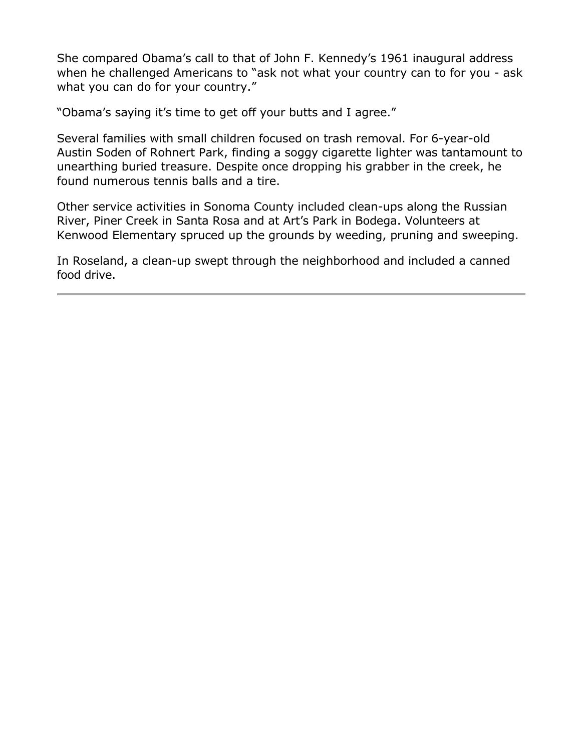She compared Obama's call to that of John F. Kennedy's 1961 inaugural address when he challenged Americans to "ask not what your country can to for you - ask what you can do for your country."

"Obama's saying it's time to get off your butts and I agree."

Several families with small children focused on trash removal. For 6-year-old Austin Soden of Rohnert Park, finding a soggy cigarette lighter was tantamount to unearthing buried treasure. Despite once dropping his grabber in the creek, he found numerous tennis balls and a tire.

Other service activities in Sonoma County included clean-ups along the Russian River, Piner Creek in Santa Rosa and at Art's Park in Bodega. Volunteers at Kenwood Elementary spruced up the grounds by weeding, pruning and sweeping.

In Roseland, a clean-up swept through the neighborhood and included a canned food drive.

---